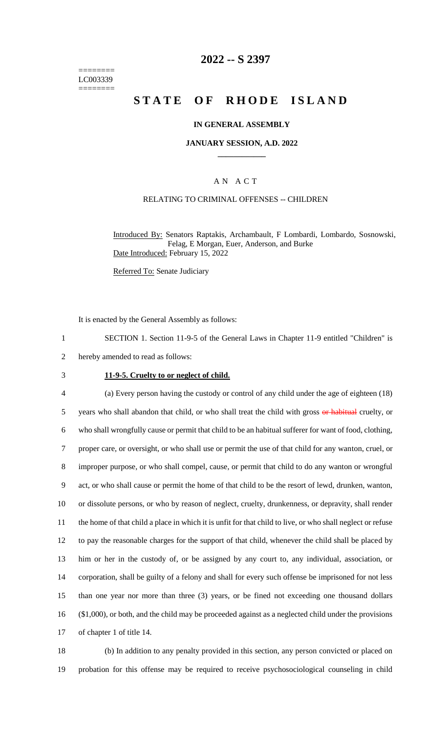========
LC003339
========

# 2022 -- S 2397

# STATE OF RHODE ISLAND

## IN GENERAL ASSEMBLY

### JANUARY SESSION, A.D. 2022

---

## A N A C T

### RELATING TO CRIMINAL OFFENSES -- CHILDREN

Introduced By: Senators Raptakis, Archambault, F Lombardi, Lombardo, Sosnowski, Felag, E Morgan, Euer, Anderson, and Burke
Date Introduced: February 15, 2022

Referred To: Senate Judiciary

It is enacted by the General Assembly as follows:

1 SECTION 1. Section 11-9-5 of the General Laws in Chapter 11-9 entitled "Children" is
2 hereby amended to read as follows:

3 **11-9-5. Cruelty to or neglect of child.**

4 (a) Every person having the custody or control of any child under the age of eighteen (18)
5 years who shall abandon that child, or who shall treat the child with gross ~~or habitual~~ cruelty, or
6 who shall wrongfully cause or permit that child to be an habitual sufferer for want of food, clothing,
7 proper care, or oversight, or who shall use or permit the use of that child for any wanton, cruel, or
8 improper purpose, or who shall compel, cause, or permit that child to do any wanton or wrongful
9 act, or who shall cause or permit the home of that child to be the resort of lewd, drunken, wanton,
10 or dissolute persons, or who by reason of neglect, cruelty, drunkenness, or depravity, shall render
11 the home of that child a place in which it is unfit for that child to live, or who shall neglect or refuse
12 to pay the reasonable charges for the support of that child, whenever the child shall be placed by
13 him or her in the custody of, or be assigned by any court to, any individual, association, or
14 corporation, shall be guilty of a felony and shall for every such offense be imprisoned for not less
15 than one year nor more than three (3) years, or be fined not exceeding one thousand dollars
16 ($1,000), or both, and the child may be proceeded against as a neglected child under the provisions
17 of chapter 1 of title 14.

18 (b) In addition to any penalty provided in this section, any person convicted or placed on
19 probation for this offense may be required to receive psychosociological counseling in child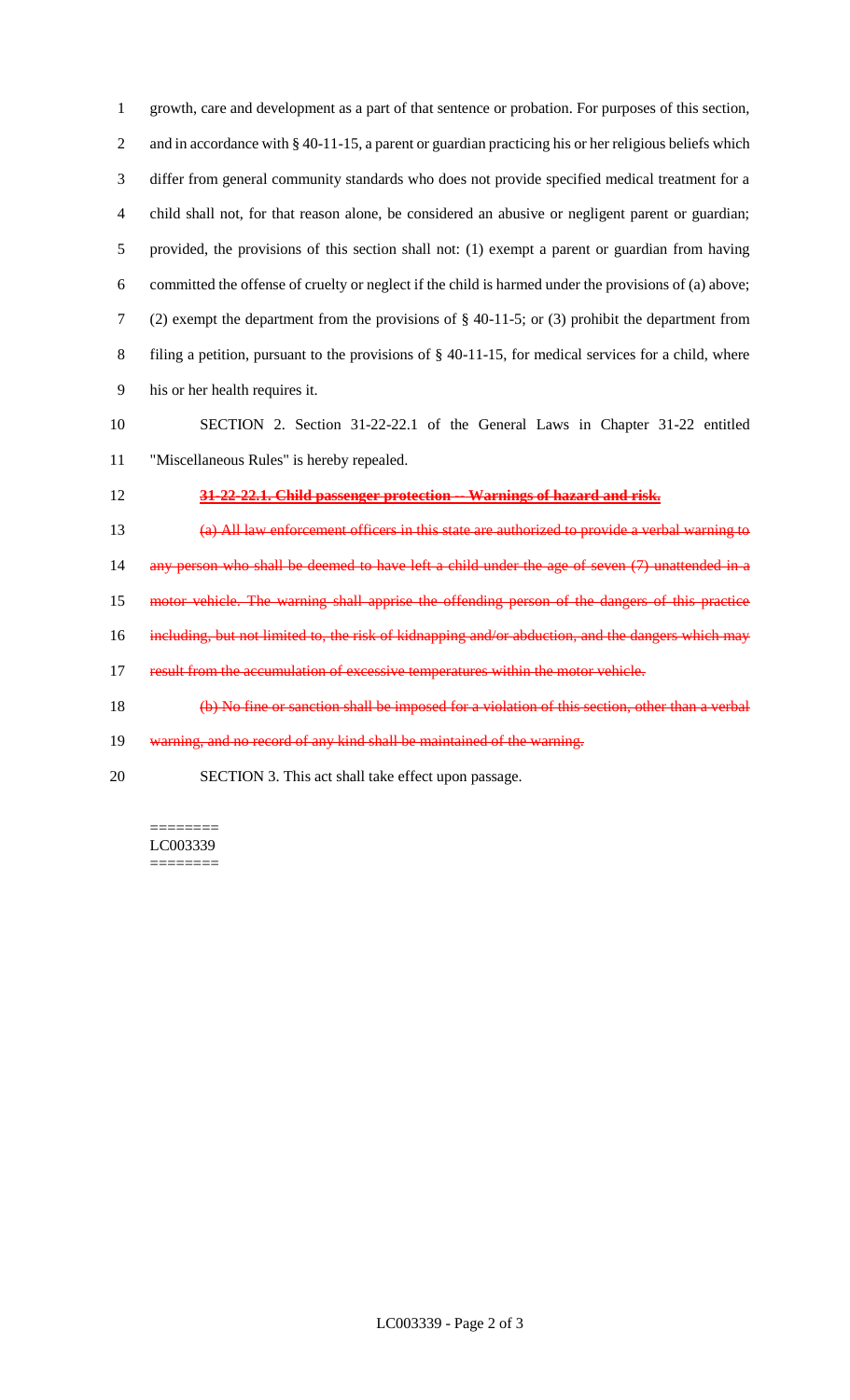growth, care and development as a part of that sentence or probation. For purposes of this section, and in accordance with § 40-11-15, a parent or guardian practicing his or her religious beliefs which differ from general community standards who does not provide specified medical treatment for a child shall not, for that reason alone, be considered an abusive or negligent parent or guardian; provided, the provisions of this section shall not: (1) exempt a parent or guardian from having committed the offense of cruelty or neglect if the child is harmed under the provisions of (a) above; (2) exempt the department from the provisions of § 40-11-5; or (3) prohibit the department from filing a petition, pursuant to the provisions of § 40-11-15, for medical services for a child, where his or her health requires it.

SECTION 2. Section 31-22-22.1 of the General Laws in Chapter 31-22 entitled "Miscellaneous Rules" is hereby repealed.

~~**31-22-22.1. Child passenger protection -- Warnings of hazard and risk.**~~

~~(a) All law enforcement officers in this state are authorized to provide a verbal warning to any person who shall be deemed to have left a child under the age of seven (7) unattended in a motor vehicle. The warning shall apprise the offending person of the dangers of this practice including, but not limited to, the risk of kidnapping and/or abduction, and the dangers which may result from the accumulation of excessive temperatures within the motor vehicle.~~

~~(b) No fine or sanction shall be imposed for a violation of this section, other than a verbal warning, and no record of any kind shall be maintained of the warning.~~

SECTION 3. This act shall take effect upon passage.

========
LC003339
========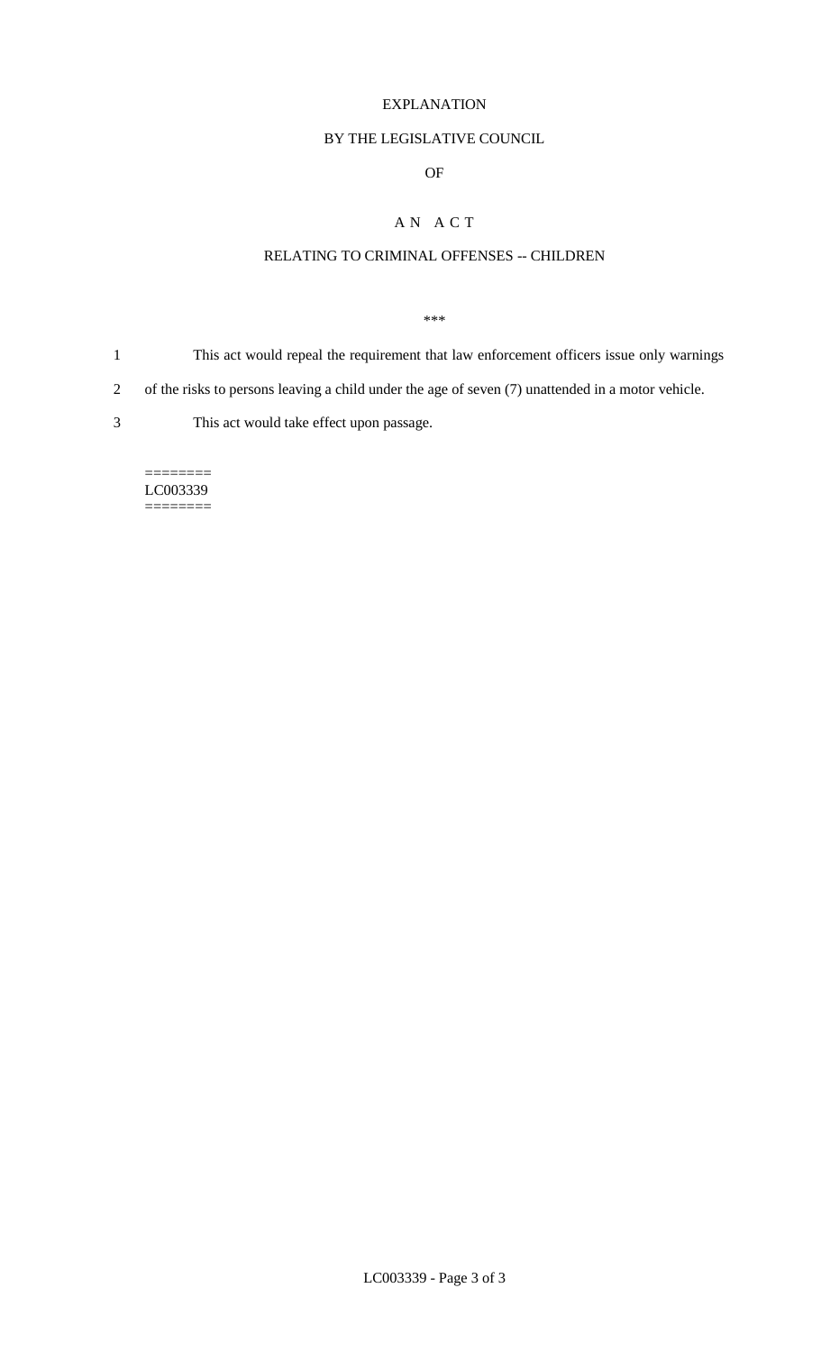EXPLANATION

BY THE LEGISLATIVE COUNCIL

OF

A N A C T

RELATING TO CRIMINAL OFFENSES -- CHILDREN

\*\*\*

1 This act would repeal the requirement that law enforcement officers issue only warnings

2 of the risks to persons leaving a child under the age of seven (7) unattended in a motor vehicle.

3 This act would take effect upon passage.

========
LC003339
========